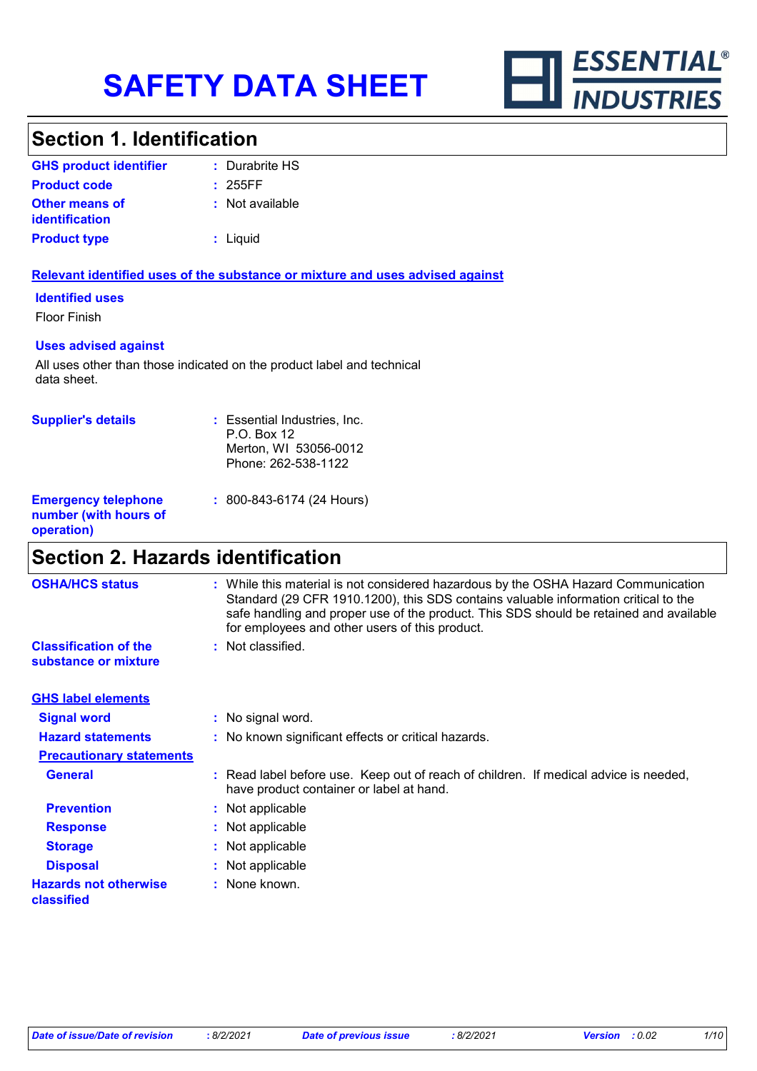# SAFETY DATA SHEET

ESSENTIAL® INDUSTRIES

## Section 1. Identification

| | | |
|---|---|---|
| **GHS product identifier** | : | Durabrite HS |
| **Product code** | : | 255FF |
| **Other means of identification** | : | Not available |
| **Product type** | : | Liquid |

**Relevant identified uses of the substance or mixture and uses advised against**

**Identified uses**

Floor Finish

**Uses advised against**

All uses other than those indicated on the product label and technical data sheet.

| | | |
|---|---|---|
| **Supplier's details** | : | Essential Industries, Inc.<br>P.O. Box 12<br>Merton, WI 53056-0012<br>Phone: 262-538-1122 |
| **Emergency telephone number (with hours of operation)** | : | 800-843-6174 (24 Hours) |

## Section 2. Hazards identification

| | | |
|---|---|---|
| **OSHA/HCS status** | : | While this material is not considered hazardous by the OSHA Hazard Communication Standard (29 CFR 1910.1200), this SDS contains valuable information critical to the safe handling and proper use of the product. This SDS should be retained and available for employees and other users of this product. |
| **Classification of the substance or mixture** | : | Not classified. |

**GHS label elements**

| | | |
|---|---|---|
| **Signal word** | : | No signal word. |
| **Hazard statements** | : | No known significant effects or critical hazards. |

**Precautionary statements**

| | | |
|---|---|---|
| **General** | : | Read label before use. Keep out of reach of children. If medical advice is needed, have product container or label at hand. |
| **Prevention** | : | Not applicable |
| **Response** | : | Not applicable |
| **Storage** | : | Not applicable |
| **Disposal** | : | Not applicable |
| **Hazards not otherwise classified** | : | None known. |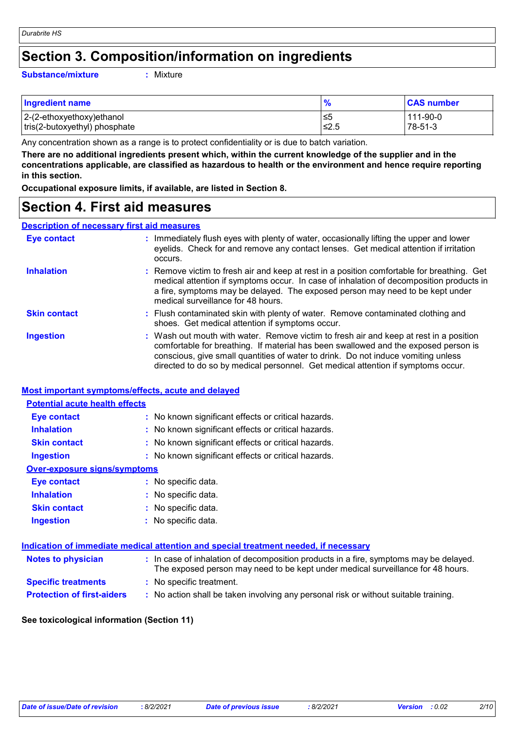# Section 3. Composition/information on ingredients

**Substance/mixture** : Mixture

| Ingredient name | % | CAS number |
|---|---|---|
| 2-(2-ethoxyethoxy)ethanol | ≤5 | 111-90-0 |
| tris(2-butoxyethyl) phosphate | ≤2.5 | 78-51-3 |

Any concentration shown as a range is to protect confidentiality or is due to batch variation.

**There are no additional ingredients present which, within the current knowledge of the supplier and in the concentrations applicable, are classified as hazardous to health or the environment and hence require reporting in this section.**

**Occupational exposure limits, if available, are listed in Section 8.**

# Section 4. First aid measures

## Description of necessary first aid measures

**Eye contact** : Immediately flush eyes with plenty of water, occasionally lifting the upper and lower eyelids. Check for and remove any contact lenses. Get medical attention if irritation occurs.

**Inhalation** : Remove victim to fresh air and keep at rest in a position comfortable for breathing. Get medical attention if symptoms occur. In case of inhalation of decomposition products in a fire, symptoms may be delayed. The exposed person may need to be kept under medical surveillance for 48 hours.

**Skin contact** : Flush contaminated skin with plenty of water. Remove contaminated clothing and shoes. Get medical attention if symptoms occur.

**Ingestion** : Wash out mouth with water. Remove victim to fresh air and keep at rest in a position comfortable for breathing. If material has been swallowed and the exposed person is conscious, give small quantities of water to drink. Do not induce vomiting unless directed to do so by medical personnel. Get medical attention if symptoms occur.

## Most important symptoms/effects, acute and delayed

### Potential acute health effects

**Eye contact** : No known significant effects or critical hazards.

**Inhalation** : No known significant effects or critical hazards.

**Skin contact** : No known significant effects or critical hazards.

**Ingestion** : No known significant effects or critical hazards.

### Over-exposure signs/symptoms

**Eye contact** : No specific data.

**Inhalation** : No specific data.

**Skin contact** : No specific data.

**Ingestion** : No specific data.

## Indication of immediate medical attention and special treatment needed, if necessary

**Notes to physician** : In case of inhalation of decomposition products in a fire, symptoms may be delayed. The exposed person may need to be kept under medical surveillance for 48 hours.

**Specific treatments** : No specific treatment.

**Protection of first-aiders** : No action shall be taken involving any personal risk or without suitable training.

**See toxicological information (Section 11)**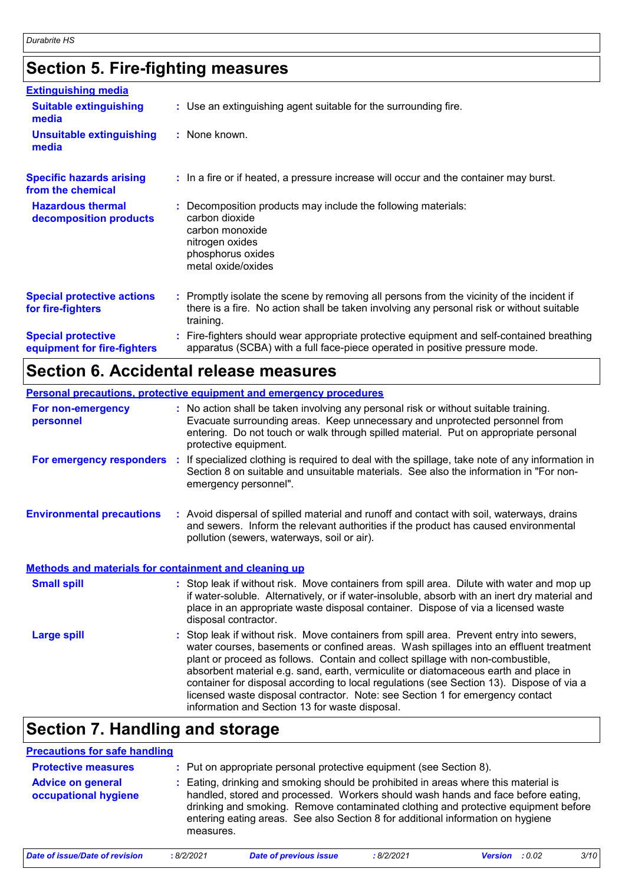# Section 5. Fire-fighting measures

### Extinguishing media

**Suitable extinguishing media** : Use an extinguishing agent suitable for the surrounding fire.

**Unsuitable extinguishing media** : None known.

**Specific hazards arising from the chemical** : In a fire or if heated, a pressure increase will occur and the container may burst.

**Hazardous thermal decomposition products** : Decomposition products may include the following materials:
carbon dioxide
carbon monoxide
nitrogen oxides
phosphorus oxides
metal oxide/oxides

**Special protective actions for fire-fighters** : Promptly isolate the scene by removing all persons from the vicinity of the incident if there is a fire. No action shall be taken involving any personal risk or without suitable training.

**Special protective equipment for fire-fighters** : Fire-fighters should wear appropriate protective equipment and self-contained breathing apparatus (SCBA) with a full face-piece operated in positive pressure mode.

# Section 6. Accidental release measures

### Personal precautions, protective equipment and emergency procedures

**For non-emergency personnel** : No action shall be taken involving any personal risk or without suitable training. Evacuate surrounding areas. Keep unnecessary and unprotected personnel from entering. Do not touch or walk through spilled material. Put on appropriate personal protective equipment.

**For emergency responders** : If specialized clothing is required to deal with the spillage, take note of any information in Section 8 on suitable and unsuitable materials. See also the information in "For non-emergency personnel".

**Environmental precautions** : Avoid dispersal of spilled material and runoff and contact with soil, waterways, drains and sewers. Inform the relevant authorities if the product has caused environmental pollution (sewers, waterways, soil or air).

### Methods and materials for containment and cleaning up

**Small spill** : Stop leak if without risk. Move containers from spill area. Dilute with water and mop up if water-soluble. Alternatively, or if water-insoluble, absorb with an inert dry material and place in an appropriate waste disposal container. Dispose of via a licensed waste disposal contractor.

**Large spill** : Stop leak if without risk. Move containers from spill area. Prevent entry into sewers, water courses, basements or confined areas. Wash spillages into an effluent treatment plant or proceed as follows. Contain and collect spillage with non-combustible, absorbent material e.g. sand, earth, vermiculite or diatomaceous earth and place in container for disposal according to local regulations (see Section 13). Dispose of via a licensed waste disposal contractor. Note: see Section 1 for emergency contact information and Section 13 for waste disposal.

# Section 7. Handling and storage

### Precautions for safe handling

**Protective measures** : Put on appropriate personal protective equipment (see Section 8).

**Advice on general occupational hygiene** : Eating, drinking and smoking should be prohibited in areas where this material is handled, stored and processed. Workers should wash hands and face before eating, drinking and smoking. Remove contaminated clothing and protective equipment before entering eating areas. See also Section 8 for additional information on hygiene measures.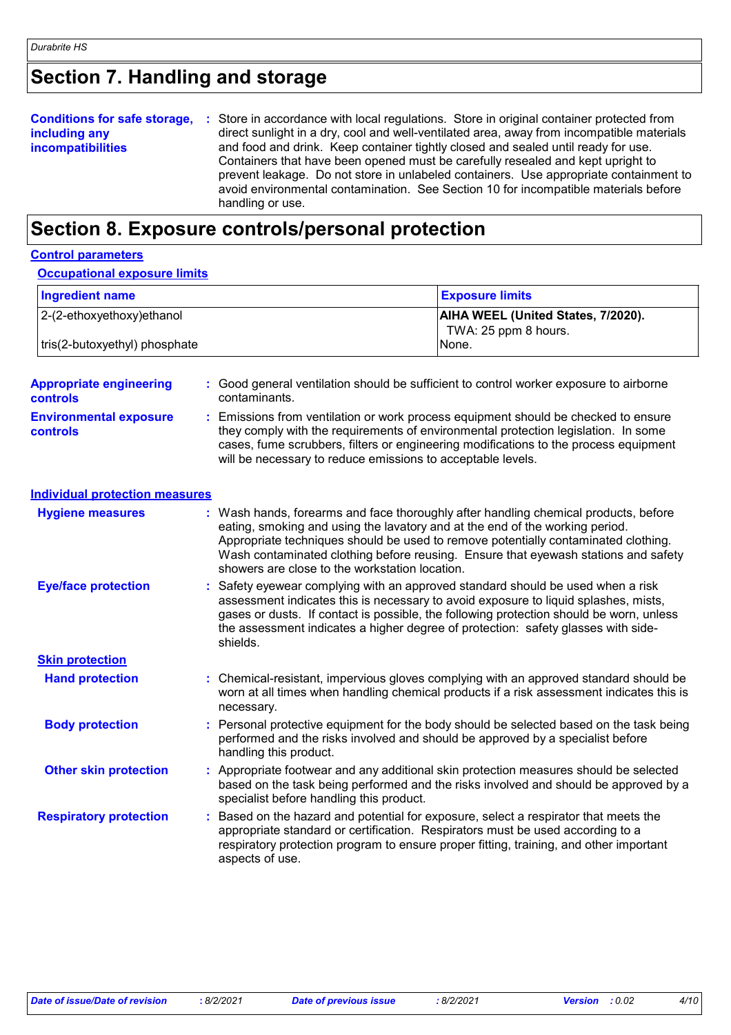## Section 7. Handling and storage

**Conditions for safe storage, including any incompatibilities** : Store in accordance with local regulations. Store in original container protected from direct sunlight in a dry, cool and well-ventilated area, away from incompatible materials and food and drink. Keep container tightly closed and sealed until ready for use. Containers that have been opened must be carefully resealed and kept upright to prevent leakage. Do not store in unlabeled containers. Use appropriate containment to avoid environmental contamination. See Section 10 for incompatible materials before handling or use.

## Section 8. Exposure controls/personal protection

### Control parameters

#### Occupational exposure limits

| Ingredient name | Exposure limits |
| --- | --- |
| 2-(2-ethoxyethoxy)ethanol | **AIHA WEEL (United States, 7/2020).**<br>TWA: 25 ppm 8 hours. |
| tris(2-butoxyethyl) phosphate | None. |

**Appropriate engineering controls** : Good general ventilation should be sufficient to control worker exposure to airborne contaminants.

**Environmental exposure controls** : Emissions from ventilation or work process equipment should be checked to ensure they comply with the requirements of environmental protection legislation. In some cases, fume scrubbers, filters or engineering modifications to the process equipment will be necessary to reduce emissions to acceptable levels.

### Individual protection measures

**Hygiene measures** : Wash hands, forearms and face thoroughly after handling chemical products, before eating, smoking and using the lavatory and at the end of the working period. Appropriate techniques should be used to remove potentially contaminated clothing. Wash contaminated clothing before reusing. Ensure that eyewash stations and safety showers are close to the workstation location.

**Eye/face protection** : Safety eyewear complying with an approved standard should be used when a risk assessment indicates this is necessary to avoid exposure to liquid splashes, mists, gases or dusts. If contact is possible, the following protection should be worn, unless the assessment indicates a higher degree of protection: safety glasses with side-shields.

#### Skin protection

**Hand protection** : Chemical-resistant, impervious gloves complying with an approved standard should be worn at all times when handling chemical products if a risk assessment indicates this is necessary.

**Body protection** : Personal protective equipment for the body should be selected based on the task being performed and the risks involved and should be approved by a specialist before handling this product.

**Other skin protection** : Appropriate footwear and any additional skin protection measures should be selected based on the task being performed and the risks involved and should be approved by a specialist before handling this product.

**Respiratory protection** : Based on the hazard and potential for exposure, select a respirator that meets the appropriate standard or certification. Respirators must be used according to a respiratory protection program to ensure proper fitting, training, and other important aspects of use.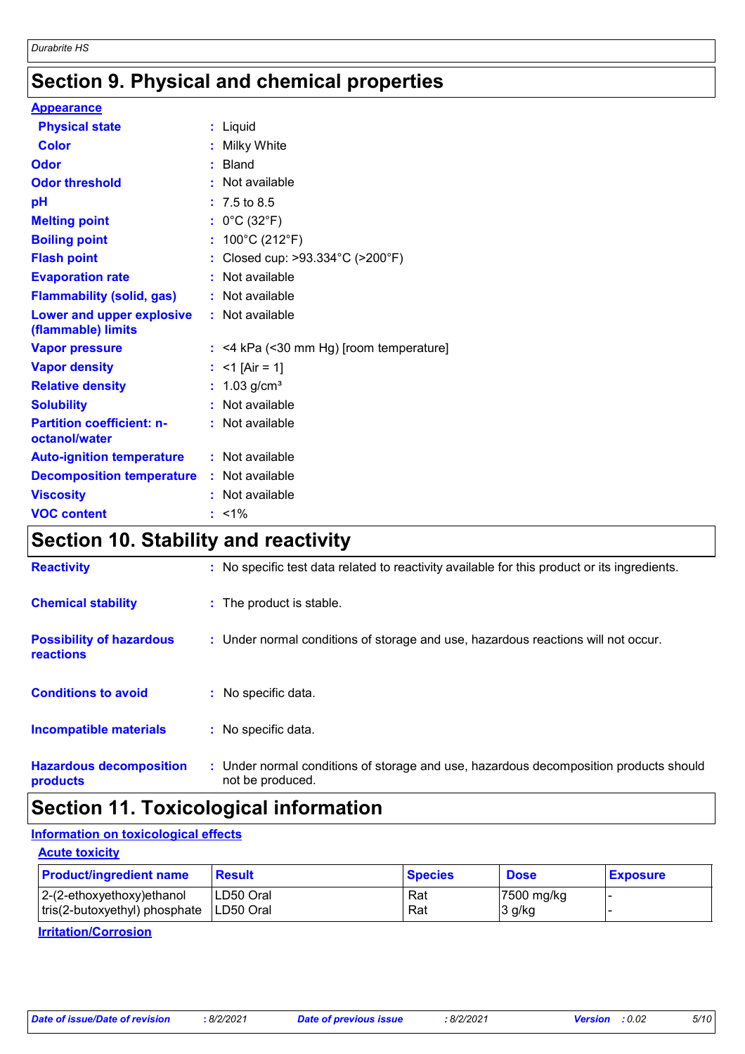# Section 9. Physical and chemical properties

**Appearance**

| | | |
|---|---|---|
| **Physical state** | : | Liquid |
| **Color** | : | Milky White |
| **Odor** | : | Bland |
| **Odor threshold** | : | Not available |
| **pH** | : | 7.5 to 8.5 |
| **Melting point** | : | 0°C (32°F) |
| **Boiling point** | : | 100°C (212°F) |
| **Flash point** | : | Closed cup: >93.334°C (>200°F) |
| **Evaporation rate** | : | Not available |
| **Flammability (solid, gas)** | : | Not available |
| **Lower and upper explosive (flammable) limits** | : | Not available |
| **Vapor pressure** | : | <4 kPa (<30 mm Hg) [room temperature] |
| **Vapor density** | : | <1 [Air = 1] |
| **Relative density** | : | 1.03 g/cm³ |
| **Solubility** | : | Not available |
| **Partition coefficient: n-octanol/water** | : | Not available |
| **Auto-ignition temperature** | : | Not available |
| **Decomposition temperature** | : | Not available |
| **Viscosity** | : | Not available |
| **VOC content** | : | <1% |

# Section 10. Stability and reactivity

| | | |
|---|---|---|
| **Reactivity** | : | No specific test data related to reactivity available for this product or its ingredients. |
| **Chemical stability** | : | The product is stable. |
| **Possibility of hazardous reactions** | : | Under normal conditions of storage and use, hazardous reactions will not occur. |
| **Conditions to avoid** | : | No specific data. |
| **Incompatible materials** | : | No specific data. |
| **Hazardous decomposition products** | : | Under normal conditions of storage and use, hazardous decomposition products should not be produced. |

# Section 11. Toxicological information

**Information on toxicological effects**

**Acute toxicity**

| Product/ingredient name | Result | Species | Dose | Exposure |
|---|---|---|---|---|
| 2-(2-ethoxyethoxy)ethanol | LD50 Oral | Rat | 7500 mg/kg | - |
| tris(2-butoxyethyl) phosphate | LD50 Oral | Rat | 3 g/kg | - |

**Irritation/Corrosion**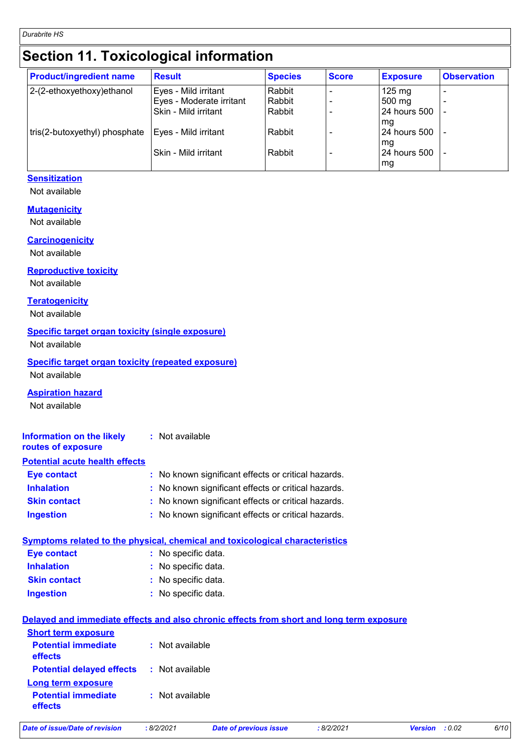# Section 11. Toxicological information

| Product/ingredient name | Result | Species | Score | Exposure | Observation |
|---|---|---|---|---|---|
| 2-(2-ethoxyethoxy)ethanol | Eyes - Mild irritant | Rabbit | - | 125 mg | - |
| | Eyes - Moderate irritant | Rabbit | - | 500 mg | - |
| | Skin - Mild irritant | Rabbit | - | 24 hours 500 mg | - |
| tris(2-butoxyethyl) phosphate | Eyes - Mild irritant | Rabbit | - | 24 hours 500 mg | - |
| | Skin - Mild irritant | Rabbit | - | 24 hours 500 mg | - |

**Sensitization**

Not available

**Mutagenicity**

Not available

**Carcinogenicity**

Not available

**Reproductive toxicity**

Not available

**Teratogenicity**

Not available

**Specific target organ toxicity (single exposure)**

Not available

**Specific target organ toxicity (repeated exposure)**

Not available

**Aspiration hazard**

Not available

**Information on the likely routes of exposure** : Not available

**Potential acute health effects**

**Eye contact** : No known significant effects or critical hazards.

**Inhalation** : No known significant effects or critical hazards.

**Skin contact** : No known significant effects or critical hazards.

**Ingestion** : No known significant effects or critical hazards.

**Symptoms related to the physical, chemical and toxicological characteristics**

**Eye contact** : No specific data.

**Inhalation** : No specific data.

**Skin contact** : No specific data.

**Ingestion** : No specific data.

**Delayed and immediate effects and also chronic effects from short and long term exposure**

**Short term exposure**

**Potential immediate effects** : Not available

**Potential delayed effects** : Not available

**Long term exposure**

**Potential immediate effects** : Not available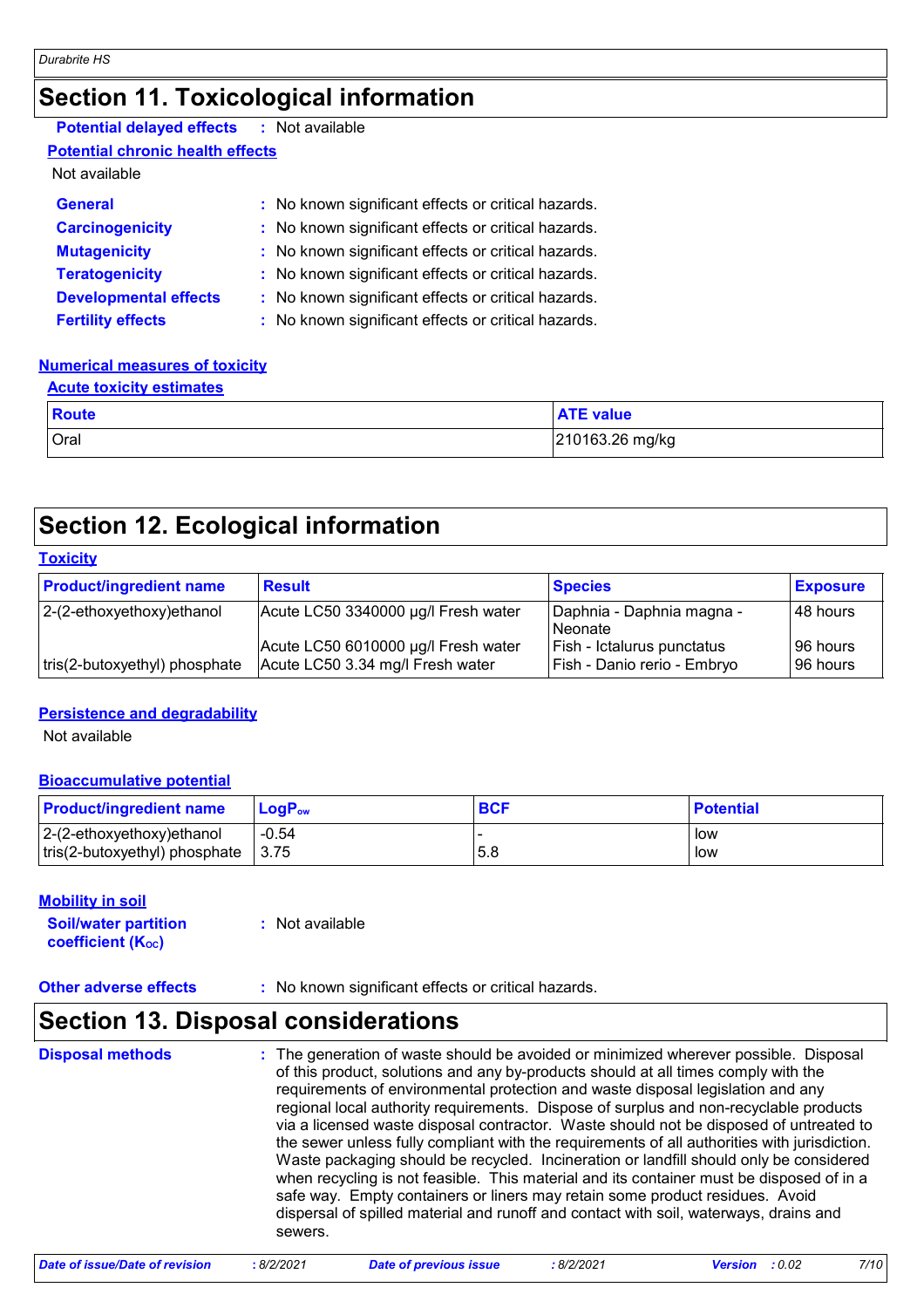## Section 11. Toxicological information

**Potential delayed effects** : Not available

**Potential chronic health effects**

Not available

**General** : No known significant effects or critical hazards.

**Carcinogenicity** : No known significant effects or critical hazards.

**Mutagenicity** : No known significant effects or critical hazards.

**Teratogenicity** : No known significant effects or critical hazards.

**Developmental effects** : No known significant effects or critical hazards.

**Fertility effects** : No known significant effects or critical hazards.

**Numerical measures of toxicity**

**Acute toxicity estimates**

| Route | ATE value |
|---|---|
| Oral | 210163.26 mg/kg |

## Section 12. Ecological information

**Toxicity**

| Product/ingredient name | Result | Species | Exposure |
|---|---|---|---|
| 2-(2-ethoxyethoxy)ethanol | Acute LC50 3340000 µg/l Fresh water | Daphnia - Daphnia magna - Neonate | 48 hours |
| | Acute LC50 6010000 µg/l Fresh water | Fish - Ictalurus punctatus | 96 hours |
| tris(2-butoxyethyl) phosphate | Acute LC50 3.34 mg/l Fresh water | Fish - Danio rerio - Embryo | 96 hours |

**Persistence and degradability**

Not available

**Bioaccumulative potential**

| Product/ingredient name | $LogP_{ow}$ | BCF | Potential |
|---|---|---|---|
| 2-(2-ethoxyethoxy)ethanol | -0.54 | - | low |
| tris(2-butoxyethyl) phosphate | 3.75 | 5.8 | low |

**Mobility in soil**

**Soil/water partition coefficient ($K_{OC}$)** : Not available

**Other adverse effects** : No known significant effects or critical hazards.

## Section 13. Disposal considerations

**Disposal methods** : The generation of waste should be avoided or minimized wherever possible. Disposal of this product, solutions and any by-products should at all times comply with the requirements of environmental protection and waste disposal legislation and any regional local authority requirements. Dispose of surplus and non-recyclable products via a licensed waste disposal contractor. Waste should not be disposed of untreated to the sewer unless fully compliant with the requirements of all authorities with jurisdiction. Waste packaging should be recycled. Incineration or landfill should only be considered when recycling is not feasible. This material and its container must be disposed of in a safe way. Empty containers or liners may retain some product residues. Avoid dispersal of spilled material and runoff and contact with soil, waterways, drains and sewers.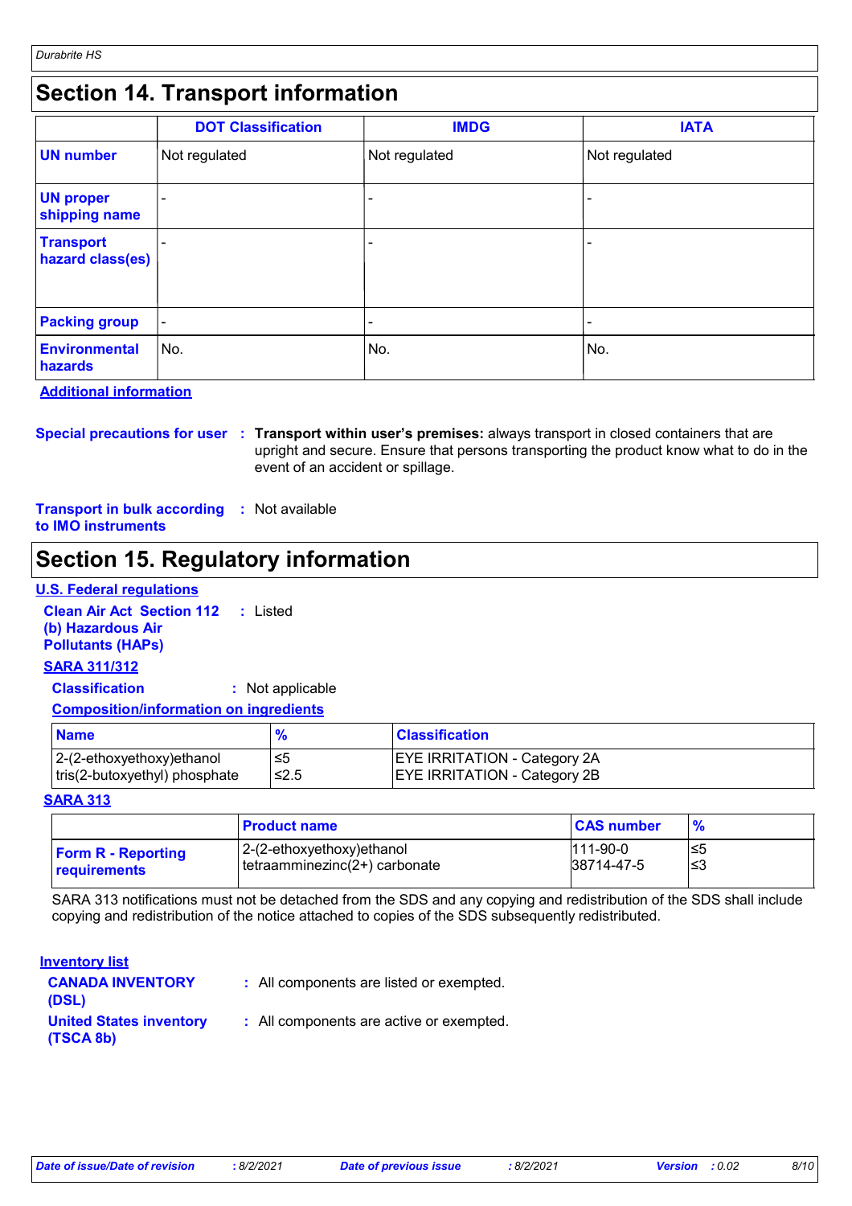## Section 14. Transport information

| | DOT Classification | IMDG | IATA |
|---|---|---|---|
| **UN number** | Not regulated | Not regulated | Not regulated |
| **UN proper shipping name** | - | - | - |
| **Transport hazard class(es)** | - | - | - |
| **Packing group** | - | - | - |
| **Environmental hazards** | No. | No. | No. |

**Additional information**

**Special precautions for user** : **Transport within user's premises:** always transport in closed containers that are upright and secure. Ensure that persons transporting the product know what to do in the event of an accident or spillage.

**Transport in bulk according to IMO instruments** : Not available

## Section 15. Regulatory information

**U.S. Federal regulations**

**Clean Air Act Section 112 (b) Hazardous Air Pollutants (HAPs)** : Listed

**SARA 311/312**

**Classification** : Not applicable

**Composition/information on ingredients**

| Name | % | Classification |
|---|---|---|
| 2-(2-ethoxyethoxy)ethanol | ≤5 | EYE IRRITATION - Category 2A |
| tris(2-butoxyethyl) phosphate | ≤2.5 | EYE IRRITATION - Category 2B |

**SARA 313**

| | Product name | CAS number | % |
|---|---|---|---|
| **Form R - Reporting requirements** | 2-(2-ethoxyethoxy)ethanol | 111-90-0 | ≤5 |
| | tetraamminezinc(2+) carbonate | 38714-47-5 | ≤3 |

SARA 313 notifications must not be detached from the SDS and any copying and redistribution of the SDS shall include copying and redistribution of the notice attached to copies of the SDS subsequently redistributed.

**Inventory list**

**CANADA INVENTORY (DSL)** : All components are listed or exempted.

**United States inventory (TSCA 8b)** : All components are active or exempted.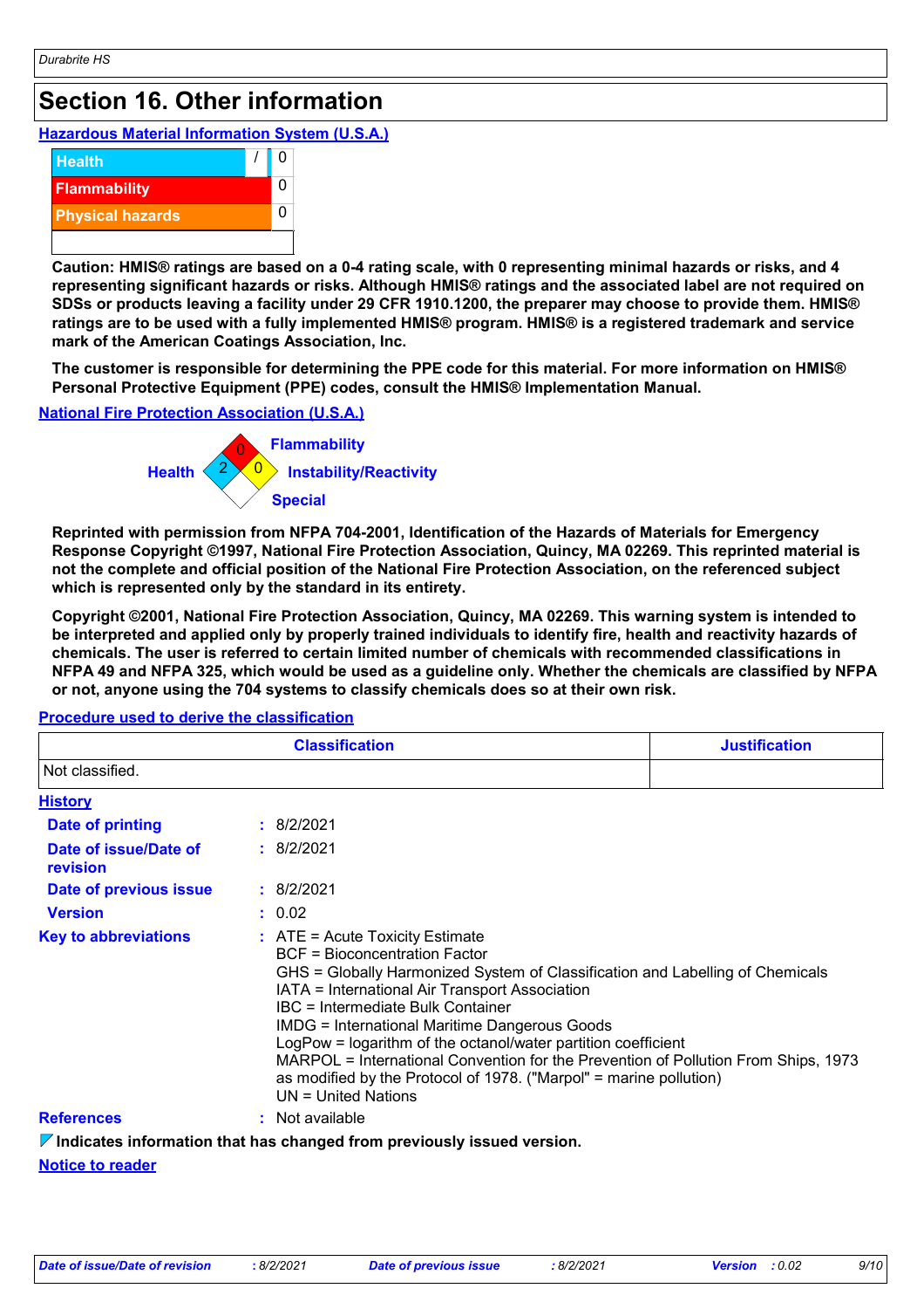# Section 16. Other information

**Hazardous Material Information System (U.S.A.)**

| | | |
|---|---|---|
| Health | / | 0 |
| Flammability | | 0 |
| Physical hazards | | 0 |
| | | |

**Caution: HMIS® ratings are based on a 0-4 rating scale, with 0 representing minimal hazards or risks, and 4 representing significant hazards or risks. Although HMIS® ratings and the associated label are not required on SDSs or products leaving a facility under 29 CFR 1910.1200, the preparer may choose to provide them. HMIS® ratings are to be used with a fully implemented HMIS® program. HMIS® is a registered trademark and service mark of the American Coatings Association, Inc.**

**The customer is responsible for determining the PPE code for this material. For more information on HMIS® Personal Protective Equipment (PPE) codes, consult the HMIS® Implementation Manual.**

**National Fire Protection Association (U.S.A.)**

Flammability: 0
Health: 2
Instability/Reactivity: 0
Special:

**Reprinted with permission from NFPA 704-2001, Identification of the Hazards of Materials for Emergency Response Copyright ©1997, National Fire Protection Association, Quincy, MA 02269. This reprinted material is not the complete and official position of the National Fire Protection Association, on the referenced subject which is represented only by the standard in its entirety.**

**Copyright ©2001, National Fire Protection Association, Quincy, MA 02269. This warning system is intended to be interpreted and applied only by properly trained individuals to identify fire, health and reactivity hazards of chemicals. The user is referred to certain limited number of chemicals with recommended classifications in NFPA 49 and NFPA 325, which would be used as a guideline only. Whether the chemicals are classified by NFPA or not, anyone using the 704 systems to classify chemicals does so at their own risk.**

**Procedure used to derive the classification**

| Classification | Justification |
|---|---|
| Not classified. | |

**History**

**Date of printing** : 8/2/2021

**Date of issue/Date of revision** : 8/2/2021

**Date of previous issue** : 8/2/2021

**Version** : 0.02

**Key to abbreviations** :
ATE = Acute Toxicity Estimate
BCF = Bioconcentration Factor
GHS = Globally Harmonized System of Classification and Labelling of Chemicals
IATA = International Air Transport Association
IBC = Intermediate Bulk Container
IMDG = International Maritime Dangerous Goods
LogPow = logarithm of the octanol/water partition coefficient
MARPOL = International Convention for the Prevention of Pollution From Ships, 1973 as modified by the Protocol of 1978. ("Marpol" = marine pollution)
UN = United Nations

**References** : Not available

**Indicates information that has changed from previously issued version.**

**Notice to reader**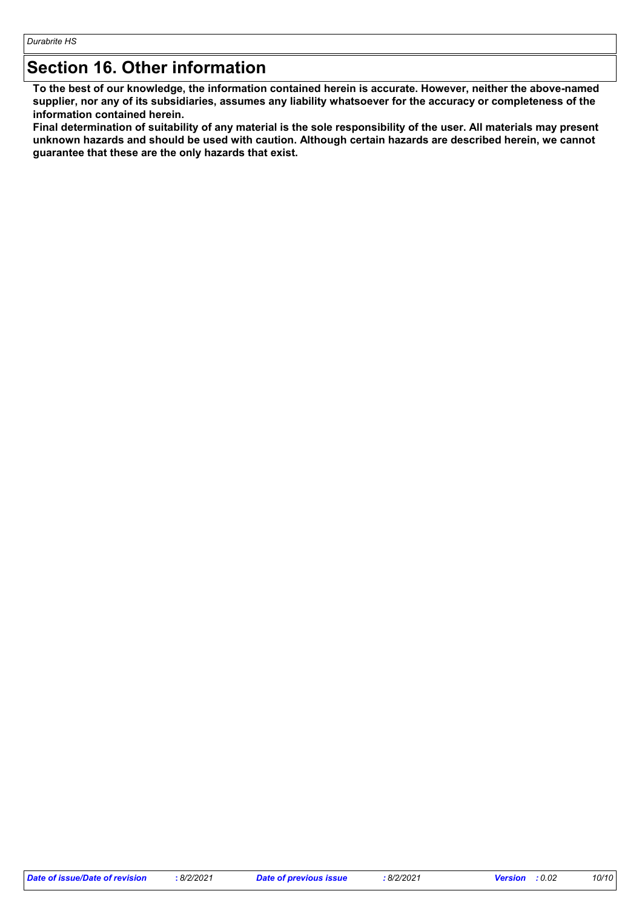# Section 16. Other information

**To the best of our knowledge, the information contained herein is accurate. However, neither the above-named supplier, nor any of its subsidiaries, assumes any liability whatsoever for the accuracy or completeness of the information contained herein.**

**Final determination of suitability of any material is the sole responsibility of the user. All materials may present unknown hazards and should be used with caution. Although certain hazards are described herein, we cannot guarantee that these are the only hazards that exist.**